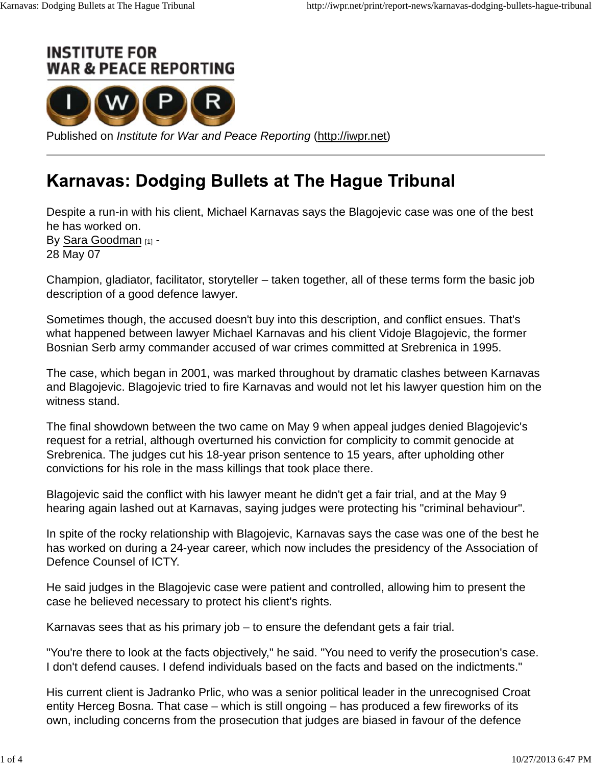Published on *Institute for War and Peace Reporting* (http://iwpr.net)

# Karnavas: Dodging Bullets at The Hague Tribunal

Despite a run-in with his client, Michael Karnavas says the Blagojevic case was one of the best he has worked on.
By Sara Goodman [1] -
28 May 07

Champion, gladiator, facilitator, storyteller – taken together, all of these terms form the basic job description of a good defence lawyer.

Sometimes though, the accused doesn't buy into this description, and conflict ensues. That's what happened between lawyer Michael Karnavas and his client Vidoje Blagojevic, the former Bosnian Serb army commander accused of war crimes committed at Srebrenica in 1995.

The case, which began in 2001, was marked throughout by dramatic clashes between Karnavas and Blagojevic. Blagojevic tried to fire Karnavas and would not let his lawyer question him on the witness stand.

The final showdown between the two came on May 9 when appeal judges denied Blagojevic's request for a retrial, although overturned his conviction for complicity to commit genocide at Srebrenica. The judges cut his 18-year prison sentence to 15 years, after upholding other convictions for his role in the mass killings that took place there.

Blagojevic said the conflict with his lawyer meant he didn't get a fair trial, and at the May 9 hearing again lashed out at Karnavas, saying judges were protecting his "criminal behaviour".

In spite of the rocky relationship with Blagojevic, Karnavas says the case was one of the best he has worked on during a 24-year career, which now includes the presidency of the Association of Defence Counsel of ICTY.

He said judges in the Blagojevic case were patient and controlled, allowing him to present the case he believed necessary to protect his client's rights.

Karnavas sees that as his primary job – to ensure the defendant gets a fair trial.

"You're there to look at the facts objectively," he said. "You need to verify the prosecution's case. I don't defend causes. I defend individuals based on the facts and based on the indictments."

His current client is Jadranko Prlic, who was a senior political leader in the unrecognised Croat entity Herceg Bosna. That case – which is still ongoing – has produced a few fireworks of its own, including concerns from the prosecution that judges are biased in favour of the defence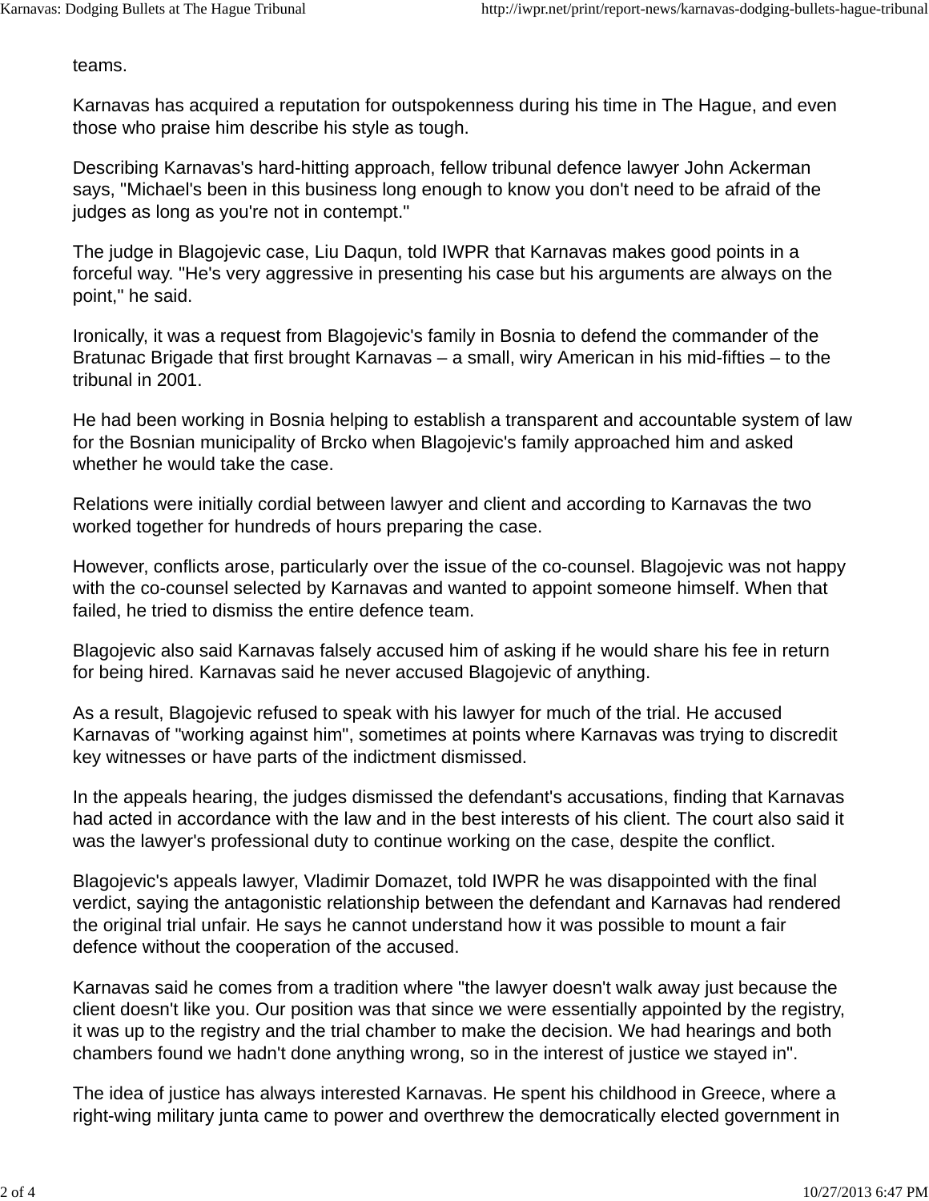teams.

Karnavas has acquired a reputation for outspokenness during his time in The Hague, and even those who praise him describe his style as tough.

Describing Karnavas's hard-hitting approach, fellow tribunal defence lawyer John Ackerman says, "Michael's been in this business long enough to know you don't need to be afraid of the judges as long as you're not in contempt."

The judge in Blagojevic case, Liu Daqun, told IWPR that Karnavas makes good points in a forceful way. "He's very aggressive in presenting his case but his arguments are always on the point," he said.

Ironically, it was a request from Blagojevic's family in Bosnia to defend the commander of the Bratunac Brigade that first brought Karnavas – a small, wiry American in his mid-fifties – to the tribunal in 2001.

He had been working in Bosnia helping to establish a transparent and accountable system of law for the Bosnian municipality of Brcko when Blagojevic's family approached him and asked whether he would take the case.

Relations were initially cordial between lawyer and client and according to Karnavas the two worked together for hundreds of hours preparing the case.

However, conflicts arose, particularly over the issue of the co-counsel. Blagojevic was not happy with the co-counsel selected by Karnavas and wanted to appoint someone himself. When that failed, he tried to dismiss the entire defence team.

Blagojevic also said Karnavas falsely accused him of asking if he would share his fee in return for being hired. Karnavas said he never accused Blagojevic of anything.

As a result, Blagojevic refused to speak with his lawyer for much of the trial. He accused Karnavas of "working against him", sometimes at points where Karnavas was trying to discredit key witnesses or have parts of the indictment dismissed.

In the appeals hearing, the judges dismissed the defendant's accusations, finding that Karnavas had acted in accordance with the law and in the best interests of his client. The court also said it was the lawyer's professional duty to continue working on the case, despite the conflict.

Blagojevic's appeals lawyer, Vladimir Domazet, told IWPR he was disappointed with the final verdict, saying the antagonistic relationship between the defendant and Karnavas had rendered the original trial unfair. He says he cannot understand how it was possible to mount a fair defence without the cooperation of the accused.

Karnavas said he comes from a tradition where "the lawyer doesn't walk away just because the client doesn't like you. Our position was that since we were essentially appointed by the registry, it was up to the registry and the trial chamber to make the decision. We had hearings and both chambers found we hadn't done anything wrong, so in the interest of justice we stayed in".

The idea of justice has always interested Karnavas. He spent his childhood in Greece, where a right-wing military junta came to power and overthrew the democratically elected government in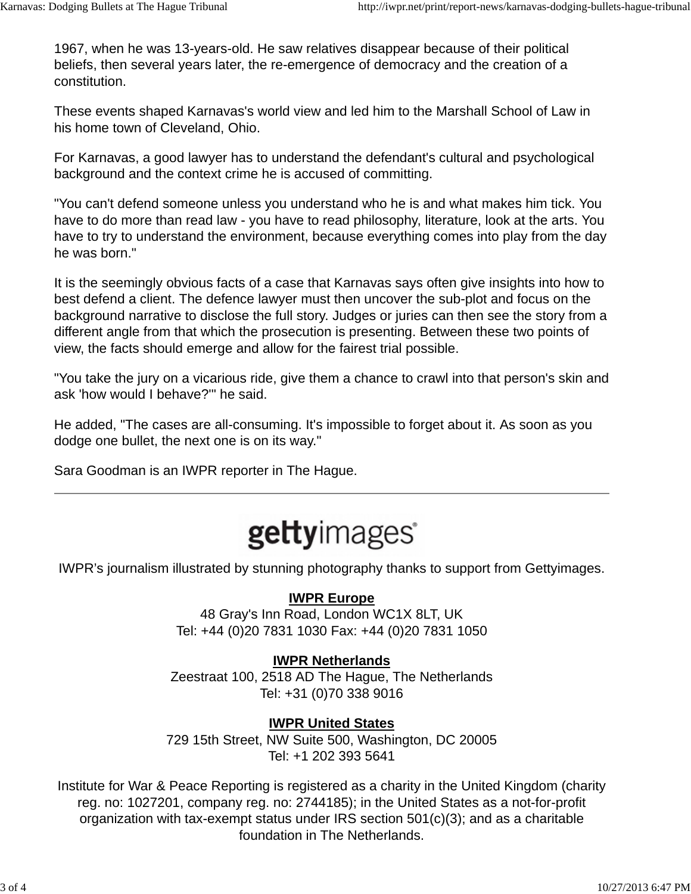1967, when he was 13-years-old. He saw relatives disappear because of their political beliefs, then several years later, the re-emergence of democracy and the creation of a constitution.

These events shaped Karnavas's world view and led him to the Marshall School of Law in his home town of Cleveland, Ohio.

For Karnavas, a good lawyer has to understand the defendant's cultural and psychological background and the context crime he is accused of committing.

"You can't defend someone unless you understand who he is and what makes him tick. You have to do more than read law - you have to read philosophy, literature, look at the arts. You have to try to understand the environment, because everything comes into play from the day he was born."

It is the seemingly obvious facts of a case that Karnavas says often give insights into how to best defend a client. The defence lawyer must then uncover the sub-plot and focus on the background narrative to disclose the full story. Judges or juries can then see the story from a different angle from that which the prosecution is presenting. Between these two points of view, the facts should emerge and allow for the fairest trial possible.

"You take the jury on a vicarious ride, give them a chance to crawl into that person's skin and ask 'how would I behave?'" he said.

He added, "The cases are all-consuming. It's impossible to forget about it. As soon as you dodge one bullet, the next one is on its way."

Sara Goodman is an IWPR reporter in The Hague.

---

gettyimages®

IWPR's journalism illustrated by stunning photography thanks to support from Gettyimages.

**IWPR Europe**
48 Gray's Inn Road, London WC1X 8LT, UK
Tel: +44 (0)20 7831 1030 Fax: +44 (0)20 7831 1050

**IWPR Netherlands**
Zeestraat 100, 2518 AD The Hague, The Netherlands
Tel: +31 (0)70 338 9016

**IWPR United States**
729 15th Street, NW Suite 500, Washington, DC 20005
Tel: +1 202 393 5641

Institute for War & Peace Reporting is registered as a charity in the United Kingdom (charity reg. no: 1027201, company reg. no: 2744185); in the United States as a not-for-profit organization with tax-exempt status under IRS section 501(c)(3); and as a charitable foundation in The Netherlands.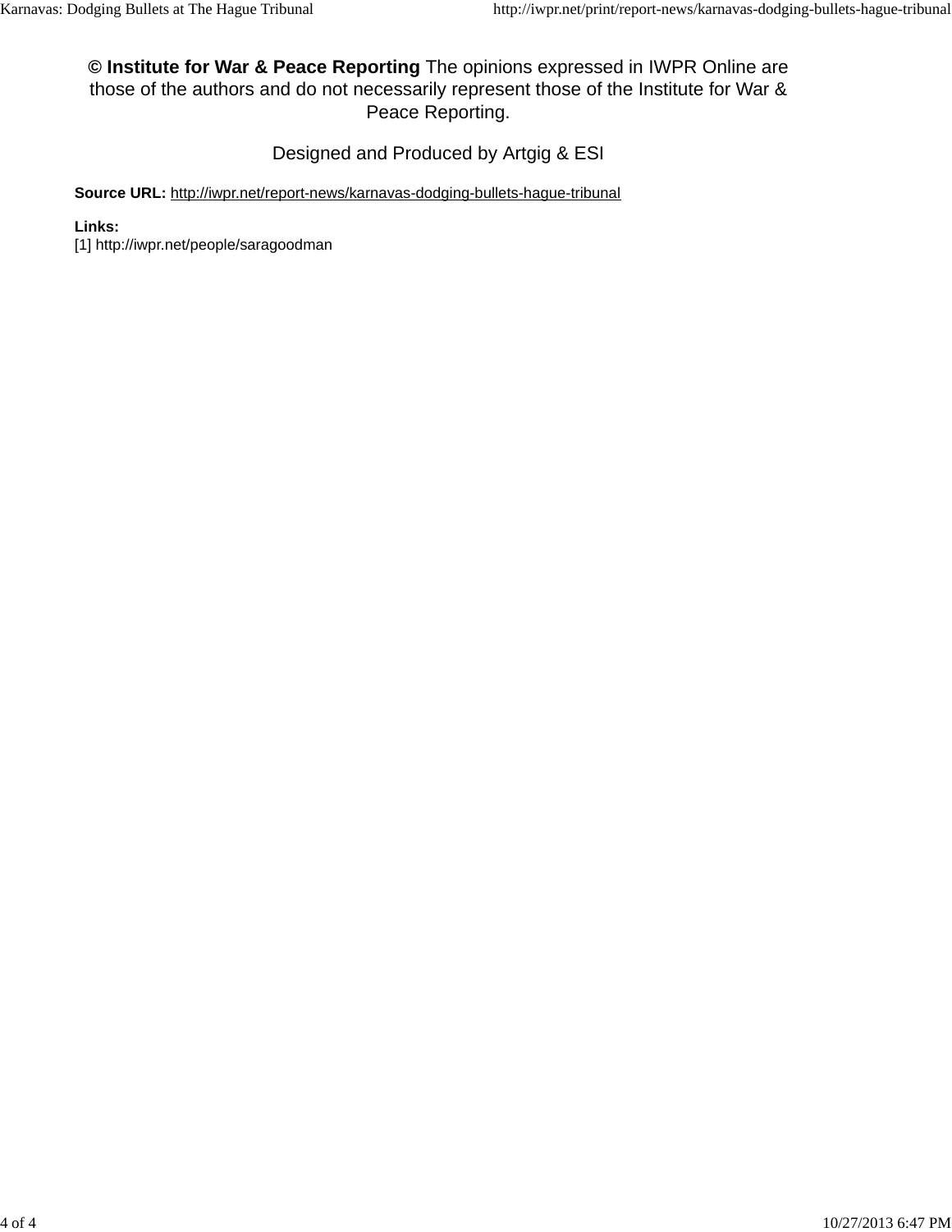**© Institute for War & Peace Reporting** The opinions expressed in IWPR Online are those of the authors and do not necessarily represent those of the Institute for War & Peace Reporting.

Designed and Produced by Artgig & ESI

**Source URL:** http://iwpr.net/report-news/karnavas-dodging-bullets-hague-tribunal

**Links:**
[1] http://iwpr.net/people/saragoodman